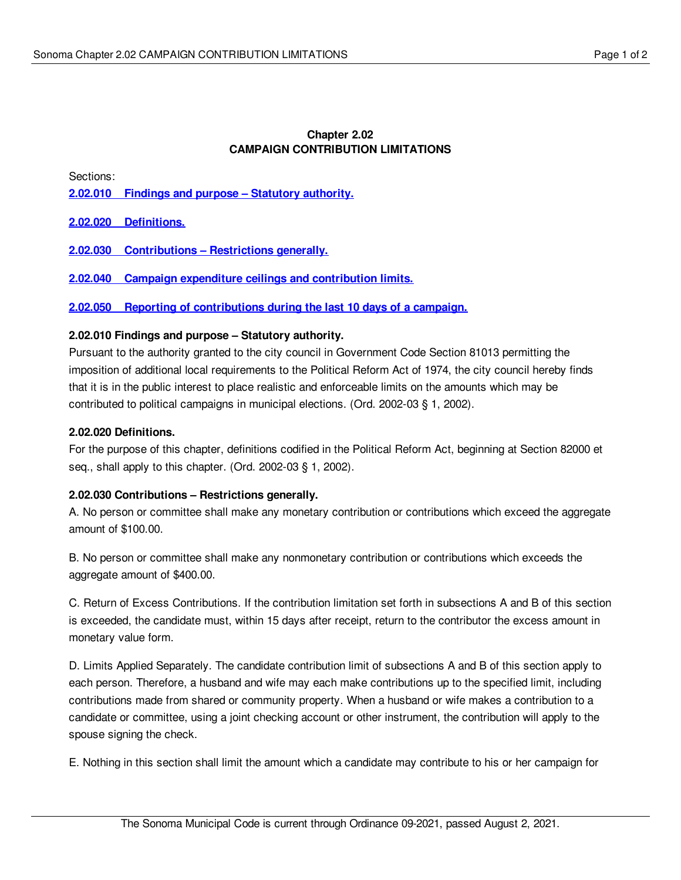**Chapter 2.02**
**CAMPAIGN CONTRIBUTION LIMITATIONS**

Sections:

**2.02.010 Findings and purpose – Statutory authority.**

**2.02.020 Definitions.**

**2.02.030 Contributions – Restrictions generally.**

**2.02.040 Campaign expenditure ceilings and contribution limits.**

**2.02.050 Reporting of contributions during the last 10 days of a campaign.**

**2.02.010 Findings and purpose – Statutory authority.**

Pursuant to the authority granted to the city council in Government Code Section 81013 permitting the imposition of additional local requirements to the Political Reform Act of 1974, the city council hereby finds that it is in the public interest to place realistic and enforceable limits on the amounts which may be contributed to political campaigns in municipal elections. (Ord. 2002-03 § 1, 2002).

**2.02.020 Definitions.**

For the purpose of this chapter, definitions codified in the Political Reform Act, beginning at Section 82000 et seq., shall apply to this chapter. (Ord. 2002-03 § 1, 2002).

**2.02.030 Contributions – Restrictions generally.**

A. No person or committee shall make any monetary contribution or contributions which exceed the aggregate amount of $100.00.

B. No person or committee shall make any nonmonetary contribution or contributions which exceeds the aggregate amount of $400.00.

C. Return of Excess Contributions. If the contribution limitation set forth in subsections A and B of this section is exceeded, the candidate must, within 15 days after receipt, return to the contributor the excess amount in monetary value form.

D. Limits Applied Separately. The candidate contribution limit of subsections A and B of this section apply to each person. Therefore, a husband and wife may each make contributions up to the specified limit, including contributions made from shared or community property. When a husband or wife makes a contribution to a candidate or committee, using a joint checking account or other instrument, the contribution will apply to the spouse signing the check.

E. Nothing in this section shall limit the amount which a candidate may contribute to his or her campaign for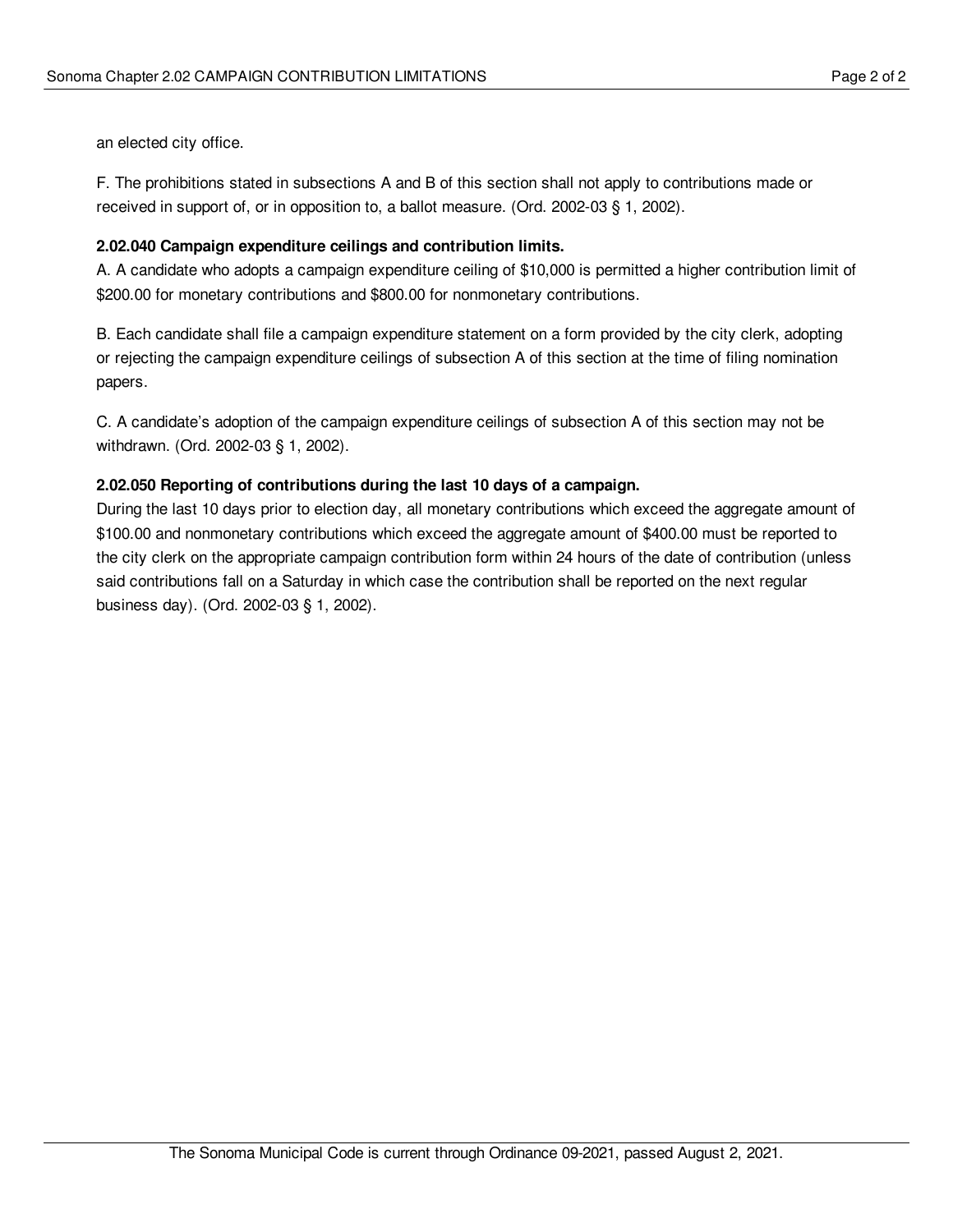an elected city office.

F. The prohibitions stated in subsections A and B of this section shall not apply to contributions made or received in support of, or in opposition to, a ballot measure. (Ord. 2002-03 § 1, 2002).

**2.02.040 Campaign expenditure ceilings and contribution limits.**

A. A candidate who adopts a campaign expenditure ceiling of $10,000 is permitted a higher contribution limit of $200.00 for monetary contributions and $800.00 for nonmonetary contributions.

B. Each candidate shall file a campaign expenditure statement on a form provided by the city clerk, adopting or rejecting the campaign expenditure ceilings of subsection A of this section at the time of filing nomination papers.

C. A candidate's adoption of the campaign expenditure ceilings of subsection A of this section may not be withdrawn. (Ord. 2002-03 § 1, 2002).

**2.02.050 Reporting of contributions during the last 10 days of a campaign.**

During the last 10 days prior to election day, all monetary contributions which exceed the aggregate amount of $100.00 and nonmonetary contributions which exceed the aggregate amount of $400.00 must be reported to the city clerk on the appropriate campaign contribution form within 24 hours of the date of contribution (unless said contributions fall on a Saturday in which case the contribution shall be reported on the next regular business day). (Ord. 2002-03 § 1, 2002).

The Sonoma Municipal Code is current through Ordinance 09-2021, passed August 2, 2021.